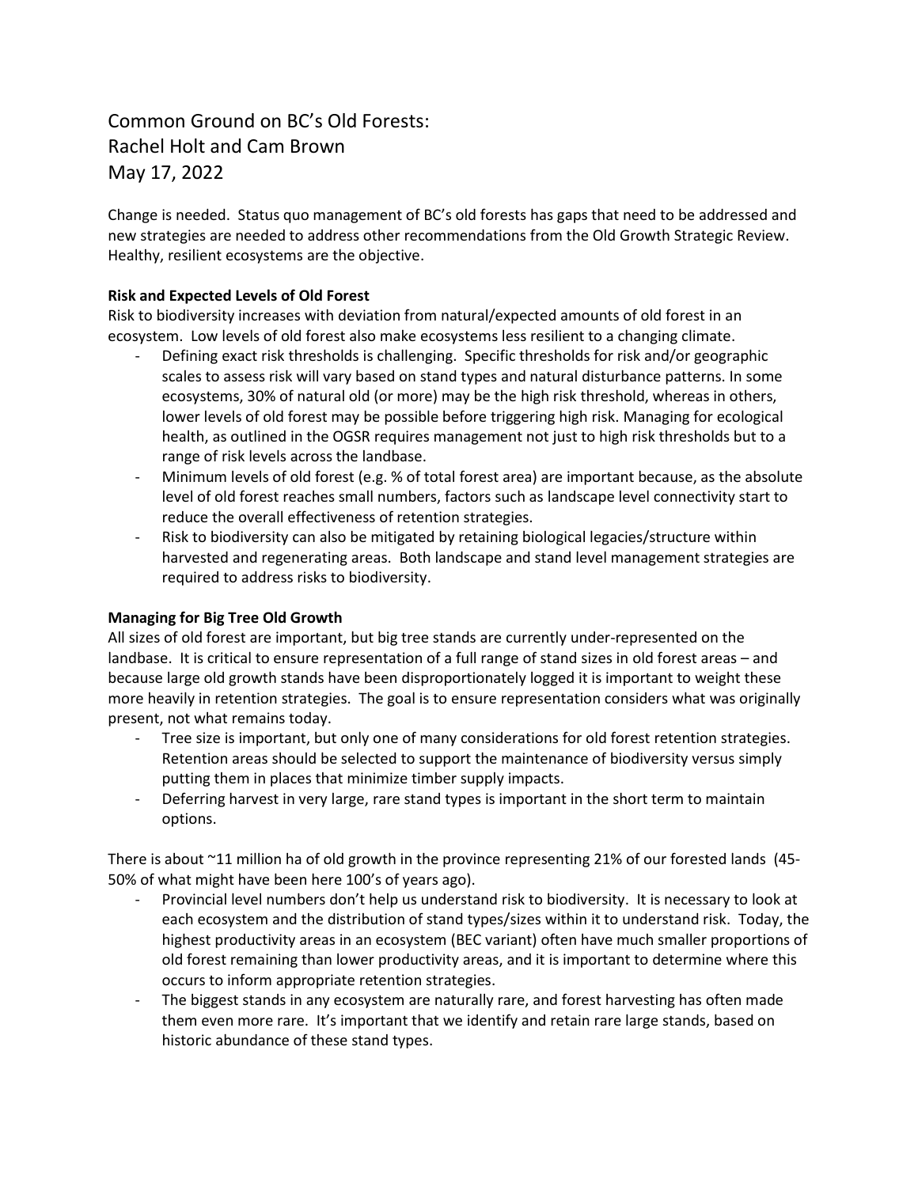# Common Ground on BC's Old Forests:
# Rachel Holt and Cam Brown
# May 17, 2022

Change is needed. Status quo management of BC's old forests has gaps that need to be addressed and new strategies are needed to address other recommendations from the Old Growth Strategic Review. Healthy, resilient ecosystems are the objective.

**Risk and Expected Levels of Old Forest**

Risk to biodiversity increases with deviation from natural/expected amounts of old forest in an ecosystem. Low levels of old forest also make ecosystems less resilient to a changing climate.

- Defining exact risk thresholds is challenging. Specific thresholds for risk and/or geographic scales to assess risk will vary based on stand types and natural disturbance patterns. In some ecosystems, 30% of natural old (or more) may be the high risk threshold, whereas in others, lower levels of old forest may be possible before triggering high risk. Managing for ecological health, as outlined in the OGSR requires management not just to high risk thresholds but to a range of risk levels across the landbase.
- Minimum levels of old forest (e.g. % of total forest area) are important because, as the absolute level of old forest reaches small numbers, factors such as landscape level connectivity start to reduce the overall effectiveness of retention strategies.
- Risk to biodiversity can also be mitigated by retaining biological legacies/structure within harvested and regenerating areas. Both landscape and stand level management strategies are required to address risks to biodiversity.

**Managing for Big Tree Old Growth**

All sizes of old forest are important, but big tree stands are currently under-represented on the landbase. It is critical to ensure representation of a full range of stand sizes in old forest areas – and because large old growth stands have been disproportionately logged it is important to weight these more heavily in retention strategies. The goal is to ensure representation considers what was originally present, not what remains today.

- Tree size is important, but only one of many considerations for old forest retention strategies. Retention areas should be selected to support the maintenance of biodiversity versus simply putting them in places that minimize timber supply impacts.
- Deferring harvest in very large, rare stand types is important in the short term to maintain options.

There is about ~11 million ha of old growth in the province representing 21% of our forested lands (45-50% of what might have been here 100's of years ago).

- Provincial level numbers don't help us understand risk to biodiversity. It is necessary to look at each ecosystem and the distribution of stand types/sizes within it to understand risk. Today, the highest productivity areas in an ecosystem (BEC variant) often have much smaller proportions of old forest remaining than lower productivity areas, and it is important to determine where this occurs to inform appropriate retention strategies.
- The biggest stands in any ecosystem are naturally rare, and forest harvesting has often made them even more rare. It's important that we identify and retain rare large stands, based on historic abundance of these stand types.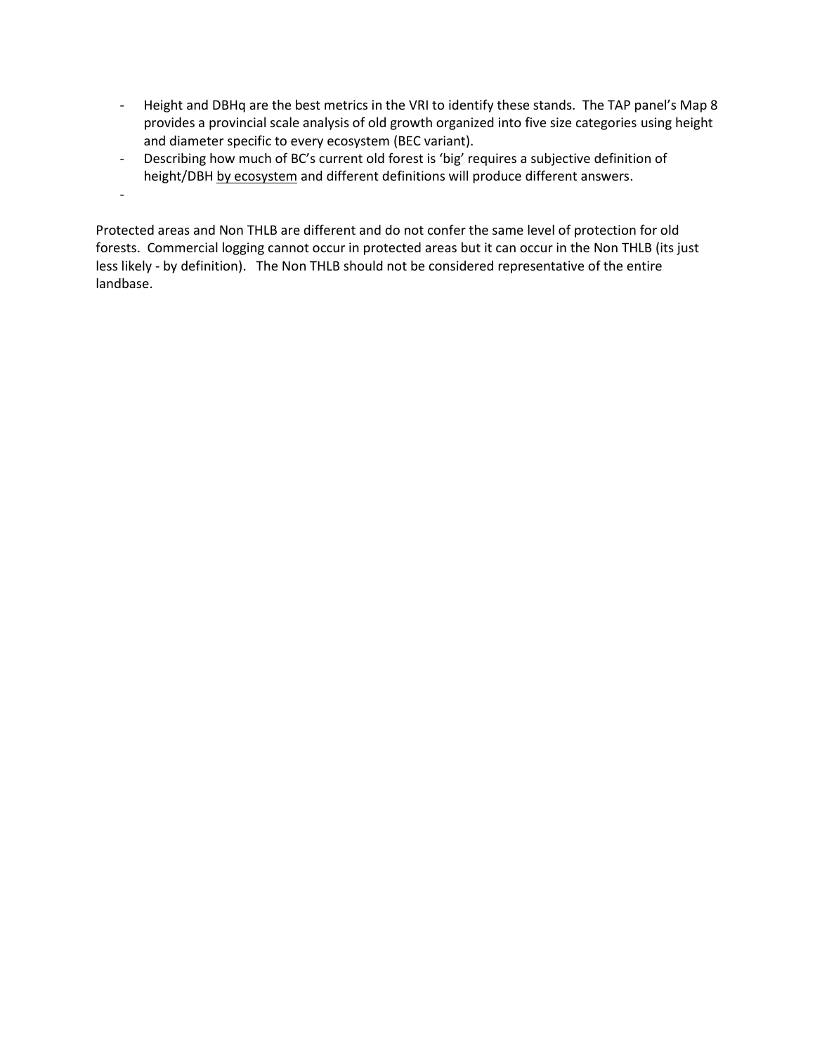- Height and DBHq are the best metrics in the VRI to identify these stands. The TAP panel's Map 8 provides a provincial scale analysis of old growth organized into five size categories using height and diameter specific to every ecosystem (BEC variant).
- Describing how much of BC's current old forest is 'big' requires a subjective definition of height/DBH <u>by ecosystem</u> and different definitions will produce different answers.
-

Protected areas and Non THLB are different and do not confer the same level of protection for old forests. Commercial logging cannot occur in protected areas but it can occur in the Non THLB (its just less likely - by definition). The Non THLB should not be considered representative of the entire landbase.